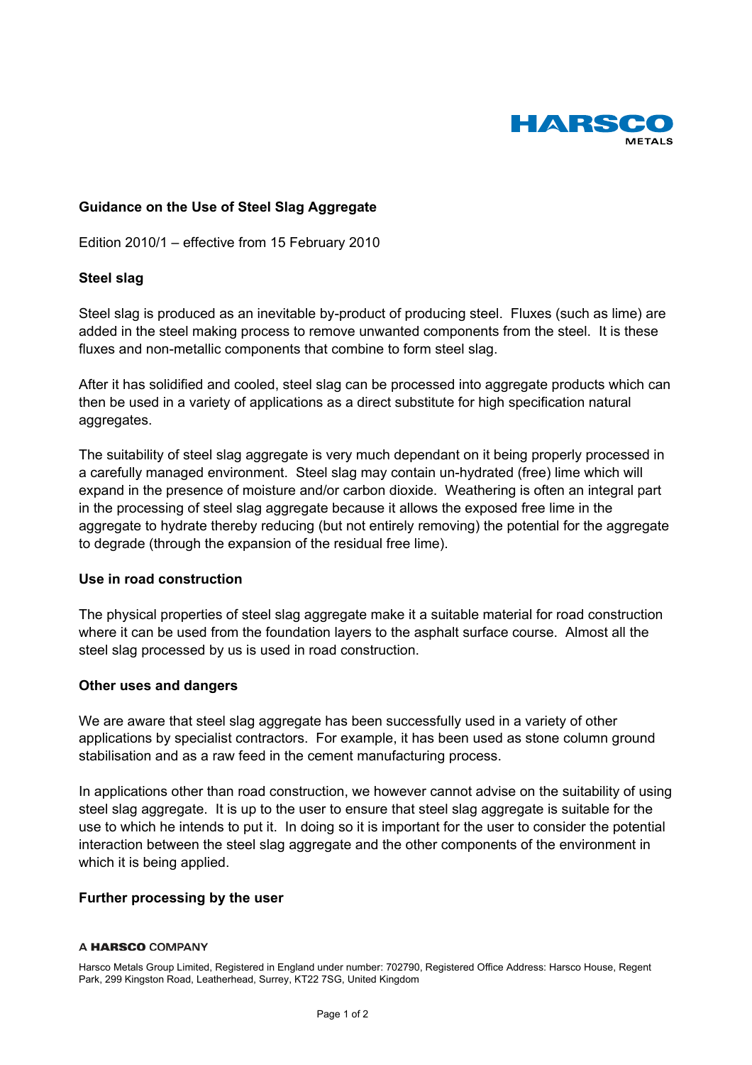HARSCO
METALS

## Guidance on the Use of Steel Slag Aggregate

Edition 2010/1 – effective from 15 February 2010

### Steel slag

Steel slag is produced as an inevitable by-product of producing steel. Fluxes (such as lime) are added in the steel making process to remove unwanted components from the steel. It is these fluxes and non-metallic components that combine to form steel slag.

After it has solidified and cooled, steel slag can be processed into aggregate products which can then be used in a variety of applications as a direct substitute for high specification natural aggregates.

The suitability of steel slag aggregate is very much dependant on it being properly processed in a carefully managed environment. Steel slag may contain un-hydrated (free) lime which will expand in the presence of moisture and/or carbon dioxide. Weathering is often an integral part in the processing of steel slag aggregate because it allows the exposed free lime in the aggregate to hydrate thereby reducing (but not entirely removing) the potential for the aggregate to degrade (through the expansion of the residual free lime).

### Use in road construction

The physical properties of steel slag aggregate make it a suitable material for road construction where it can be used from the foundation layers to the asphalt surface course. Almost all the steel slag processed by us is used in road construction.

### Other uses and dangers

We are aware that steel slag aggregate has been successfully used in a variety of other applications by specialist contractors. For example, it has been used as stone column ground stabilisation and as a raw feed in the cement manufacturing process.

In applications other than road construction, we however cannot advise on the suitability of using steel slag aggregate. It is up to the user to ensure that steel slag aggregate is suitable for the use to which he intends to put it. In doing so it is important for the user to consider the potential interaction between the steel slag aggregate and the other components of the environment in which it is being applied.

### Further processing by the user

A HARSCO COMPANY

Harsco Metals Group Limited, Registered in England under number: 702790, Registered Office Address: Harsco House, Regent Park, 299 Kingston Road, Leatherhead, Surrey, KT22 7SG, United Kingdom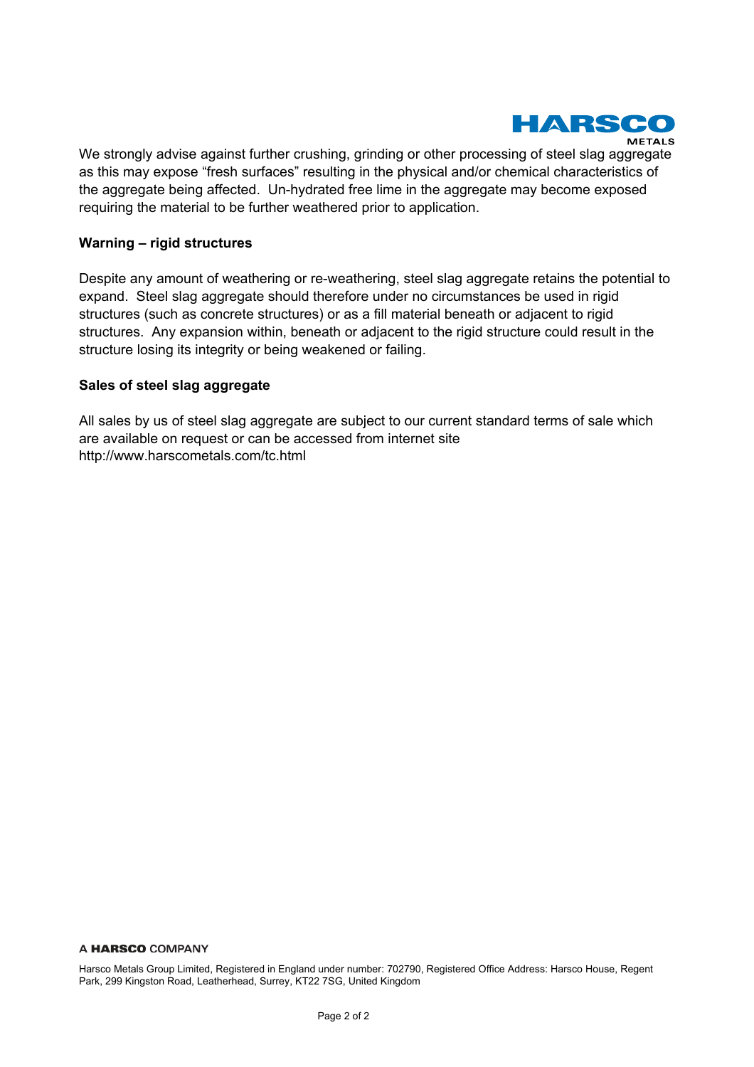We strongly advise against further crushing, grinding or other processing of steel slag aggregate as this may expose "fresh surfaces" resulting in the physical and/or chemical characteristics of the aggregate being affected. Un-hydrated free lime in the aggregate may become exposed requiring the material to be further weathered prior to application.

**Warning – rigid structures**

Despite any amount of weathering or re-weathering, steel slag aggregate retains the potential to expand. Steel slag aggregate should therefore under no circumstances be used in rigid structures (such as concrete structures) or as a fill material beneath or adjacent to rigid structures. Any expansion within, beneath or adjacent to the rigid structure could result in the structure losing its integrity or being weakened or failing.

**Sales of steel slag aggregate**

All sales by us of steel slag aggregate are subject to our current standard terms of sale which are available on request or can be accessed from internet site http://www.harscometals.com/tc.html

A **HARSCO** COMPANY

Harsco Metals Group Limited, Registered in England under number: 702790, Registered Office Address: Harsco House, Regent Park, 299 Kingston Road, Leatherhead, Surrey, KT22 7SG, United Kingdom